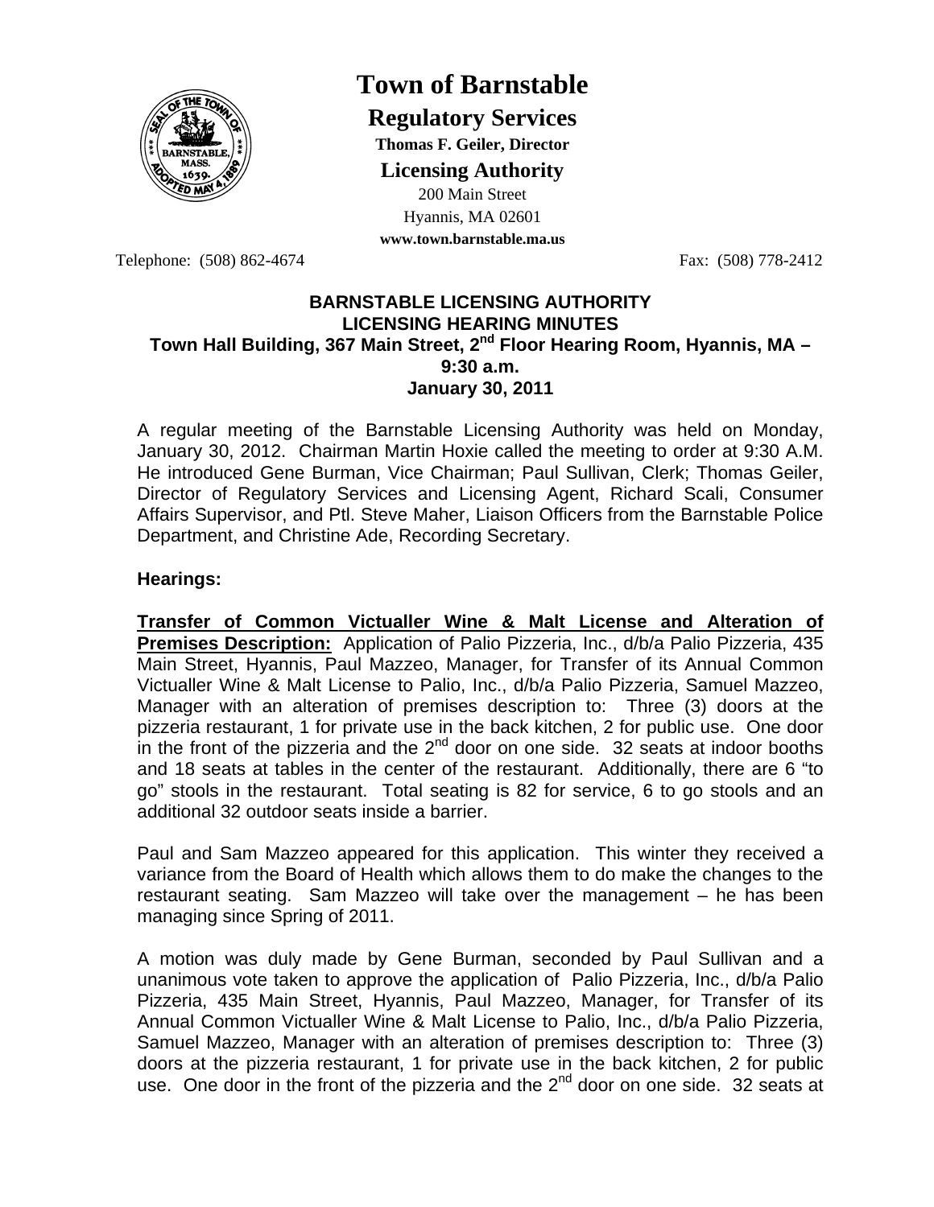# Town of Barnstable

## Regulatory Services

**Thomas F. Geiler, Director**

## Licensing Authority

200 Main Street
Hyannis, MA 02601
**www.town.barnstable.ma.us**

Telephone: (508) 862-4674 Fax: (508) 778-2412

**BARNSTABLE LICENSING AUTHORITY**
**LICENSING HEARING MINUTES**
**Town Hall Building, 367 Main Street, 2nd Floor Hearing Room, Hyannis, MA – 9:30 a.m.**
**January 30, 2011**

A regular meeting of the Barnstable Licensing Authority was held on Monday, January 30, 2012. Chairman Martin Hoxie called the meeting to order at 9:30 A.M. He introduced Gene Burman, Vice Chairman; Paul Sullivan, Clerk; Thomas Geiler, Director of Regulatory Services and Licensing Agent, Richard Scali, Consumer Affairs Supervisor, and Ptl. Steve Maher, Liaison Officers from the Barnstable Police Department, and Christine Ade, Recording Secretary.

**Hearings:**

**Transfer of Common Victualler Wine & Malt License and Alteration of Premises Description:** Application of Palio Pizzeria, Inc., d/b/a Palio Pizzeria, 435 Main Street, Hyannis, Paul Mazzeo, Manager, for Transfer of its Annual Common Victualler Wine & Malt License to Palio, Inc., d/b/a Palio Pizzeria, Samuel Mazzeo, Manager with an alteration of premises description to: Three (3) doors at the pizzeria restaurant, 1 for private use in the back kitchen, 2 for public use. One door in the front of the pizzeria and the 2nd door on one side. 32 seats at indoor booths and 18 seats at tables in the center of the restaurant. Additionally, there are 6 "to go" stools in the restaurant. Total seating is 82 for service, 6 to go stools and an additional 32 outdoor seats inside a barrier.

Paul and Sam Mazzeo appeared for this application. This winter they received a variance from the Board of Health which allows them to do make the changes to the restaurant seating. Sam Mazzeo will take over the management – he has been managing since Spring of 2011.

A motion was duly made by Gene Burman, seconded by Paul Sullivan and a unanimous vote taken to approve the application of Palio Pizzeria, Inc., d/b/a Palio Pizzeria, 435 Main Street, Hyannis, Paul Mazzeo, Manager, for Transfer of its Annual Common Victualler Wine & Malt License to Palio, Inc., d/b/a Palio Pizzeria, Samuel Mazzeo, Manager with an alteration of premises description to: Three (3) doors at the pizzeria restaurant, 1 for private use in the back kitchen, 2 for public use. One door in the front of the pizzeria and the 2nd door on one side. 32 seats at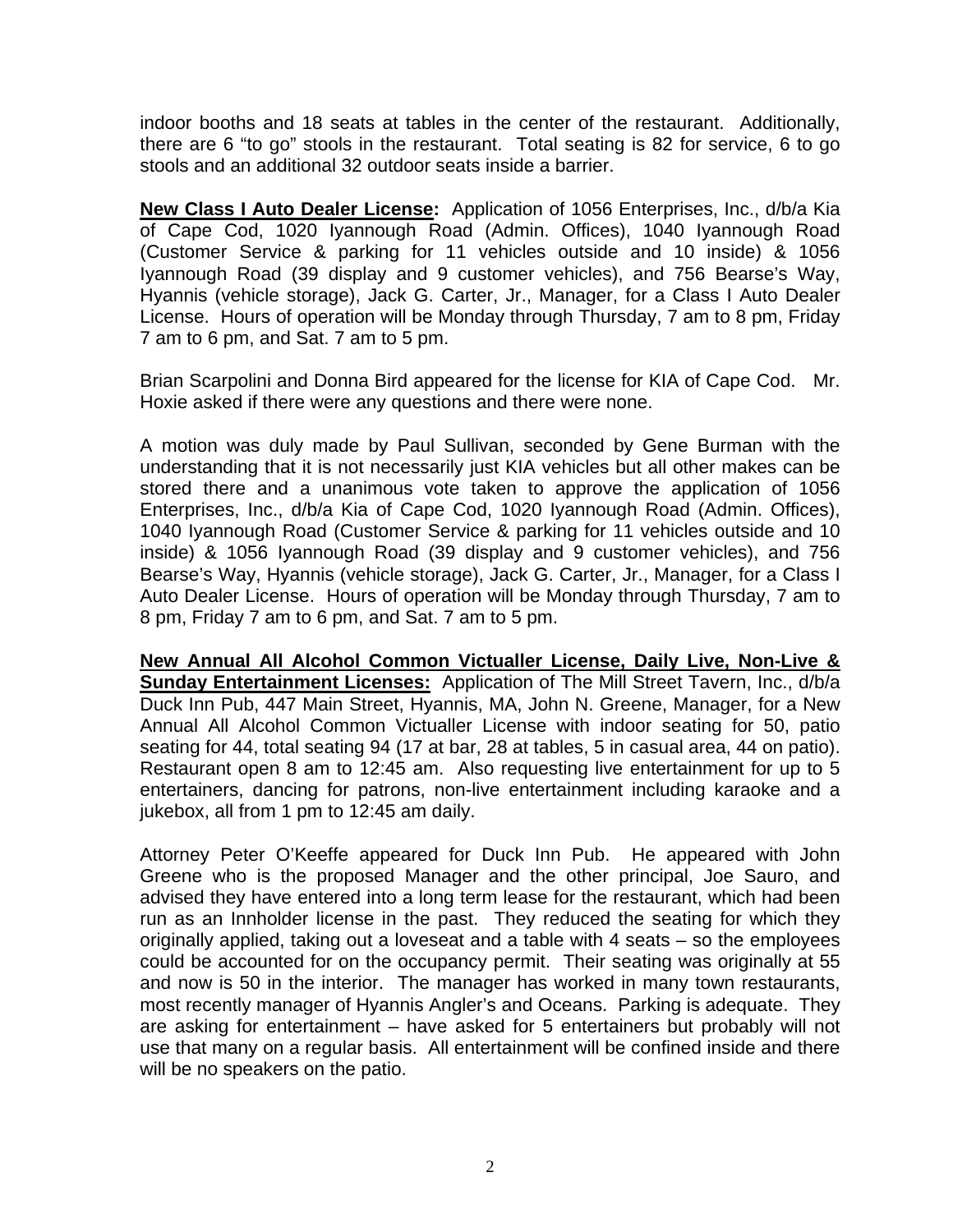indoor booths and 18 seats at tables in the center of the restaurant. Additionally, there are 6 "to go" stools in the restaurant. Total seating is 82 for service, 6 to go stools and an additional 32 outdoor seats inside a barrier.

**New Class I Auto Dealer License:** Application of 1056 Enterprises, Inc., d/b/a Kia of Cape Cod, 1020 Iyannough Road (Admin. Offices), 1040 Iyannough Road (Customer Service & parking for 11 vehicles outside and 10 inside) & 1056 Iyannough Road (39 display and 9 customer vehicles), and 756 Bearse's Way, Hyannis (vehicle storage), Jack G. Carter, Jr., Manager, for a Class I Auto Dealer License. Hours of operation will be Monday through Thursday, 7 am to 8 pm, Friday 7 am to 6 pm, and Sat. 7 am to 5 pm.

Brian Scarpolini and Donna Bird appeared for the license for KIA of Cape Cod. Mr. Hoxie asked if there were any questions and there were none.

A motion was duly made by Paul Sullivan, seconded by Gene Burman with the understanding that it is not necessarily just KIA vehicles but all other makes can be stored there and a unanimous vote taken to approve the application of 1056 Enterprises, Inc., d/b/a Kia of Cape Cod, 1020 Iyannough Road (Admin. Offices), 1040 Iyannough Road (Customer Service & parking for 11 vehicles outside and 10 inside) & 1056 Iyannough Road (39 display and 9 customer vehicles), and 756 Bearse's Way, Hyannis (vehicle storage), Jack G. Carter, Jr., Manager, for a Class I Auto Dealer License. Hours of operation will be Monday through Thursday, 7 am to 8 pm, Friday 7 am to 6 pm, and Sat. 7 am to 5 pm.

**New Annual All Alcohol Common Victualler License, Daily Live, Non-Live & Sunday Entertainment Licenses:** Application of The Mill Street Tavern, Inc., d/b/a Duck Inn Pub, 447 Main Street, Hyannis, MA, John N. Greene, Manager, for a New Annual All Alcohol Common Victualler License with indoor seating for 50, patio seating for 44, total seating 94 (17 at bar, 28 at tables, 5 in casual area, 44 on patio). Restaurant open 8 am to 12:45 am. Also requesting live entertainment for up to 5 entertainers, dancing for patrons, non-live entertainment including karaoke and a jukebox, all from 1 pm to 12:45 am daily.

Attorney Peter O'Keeffe appeared for Duck Inn Pub. He appeared with John Greene who is the proposed Manager and the other principal, Joe Sauro, and advised they have entered into a long term lease for the restaurant, which had been run as an Innholder license in the past. They reduced the seating for which they originally applied, taking out a loveseat and a table with 4 seats – so the employees could be accounted for on the occupancy permit. Their seating was originally at 55 and now is 50 in the interior. The manager has worked in many town restaurants, most recently manager of Hyannis Angler's and Oceans. Parking is adequate. They are asking for entertainment – have asked for 5 entertainers but probably will not use that many on a regular basis. All entertainment will be confined inside and there will be no speakers on the patio.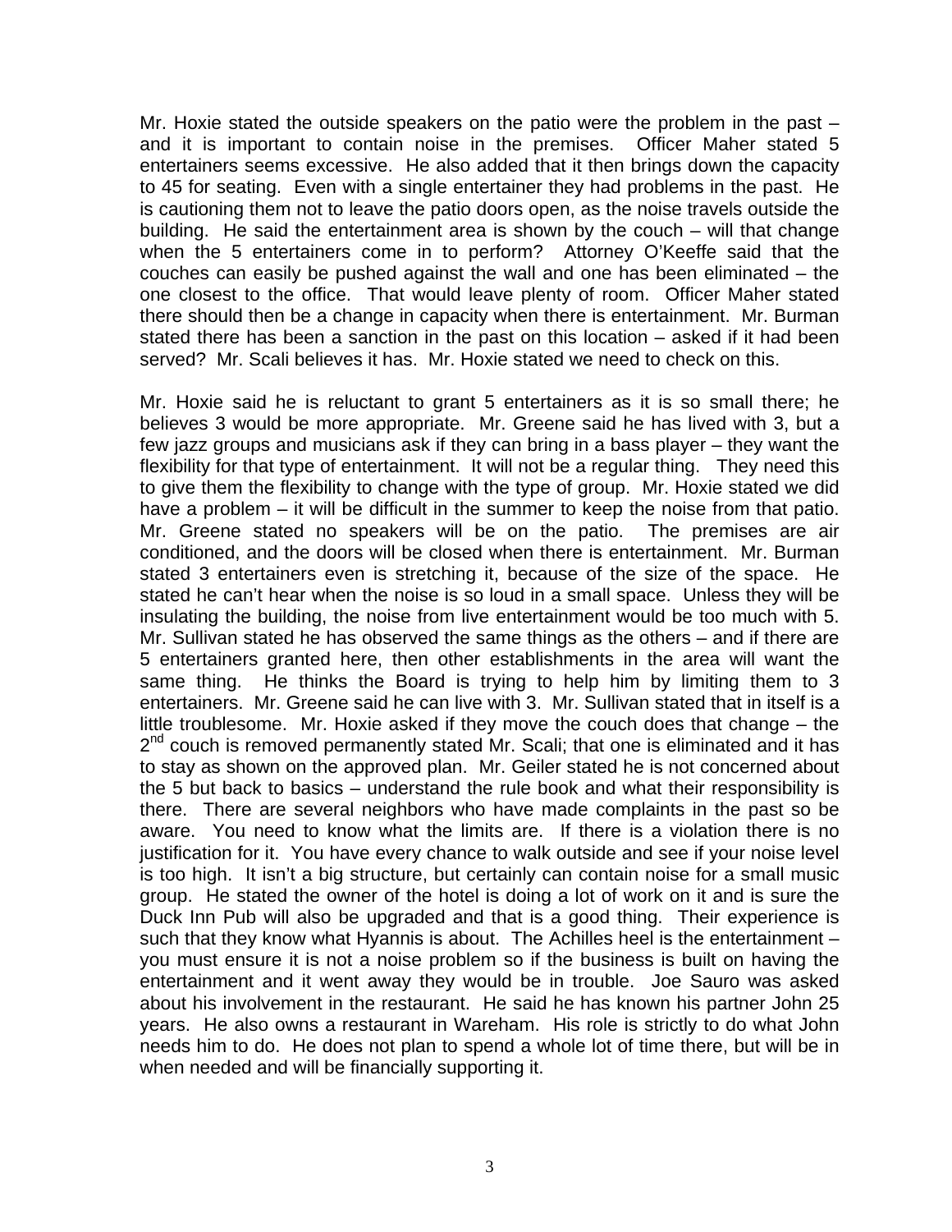Mr. Hoxie stated the outside speakers on the patio were the problem in the past – and it is important to contain noise in the premises. Officer Maher stated 5 entertainers seems excessive. He also added that it then brings down the capacity to 45 for seating. Even with a single entertainer they had problems in the past. He is cautioning them not to leave the patio doors open, as the noise travels outside the building. He said the entertainment area is shown by the couch – will that change when the 5 entertainers come in to perform? Attorney O'Keeffe said that the couches can easily be pushed against the wall and one has been eliminated – the one closest to the office. That would leave plenty of room. Officer Maher stated there should then be a change in capacity when there is entertainment. Mr. Burman stated there has been a sanction in the past on this location – asked if it had been served? Mr. Scali believes it has. Mr. Hoxie stated we need to check on this.

Mr. Hoxie said he is reluctant to grant 5 entertainers as it is so small there; he believes 3 would be more appropriate. Mr. Greene said he has lived with 3, but a few jazz groups and musicians ask if they can bring in a bass player – they want the flexibility for that type of entertainment. It will not be a regular thing. They need this to give them the flexibility to change with the type of group. Mr. Hoxie stated we did have a problem – it will be difficult in the summer to keep the noise from that patio. Mr. Greene stated no speakers will be on the patio. The premises are air conditioned, and the doors will be closed when there is entertainment. Mr. Burman stated 3 entertainers even is stretching it, because of the size of the space. He stated he can't hear when the noise is so loud in a small space. Unless they will be insulating the building, the noise from live entertainment would be too much with 5. Mr. Sullivan stated he has observed the same things as the others – and if there are 5 entertainers granted here, then other establishments in the area will want the same thing. He thinks the Board is trying to help him by limiting them to 3 entertainers. Mr. Greene said he can live with 3. Mr. Sullivan stated that in itself is a little troublesome. Mr. Hoxie asked if they move the couch does that change – the 2nd couch is removed permanently stated Mr. Scali; that one is eliminated and it has to stay as shown on the approved plan. Mr. Geiler stated he is not concerned about the 5 but back to basics – understand the rule book and what their responsibility is there. There are several neighbors who have made complaints in the past so be aware. You need to know what the limits are. If there is a violation there is no justification for it. You have every chance to walk outside and see if your noise level is too high. It isn't a big structure, but certainly can contain noise for a small music group. He stated the owner of the hotel is doing a lot of work on it and is sure the Duck Inn Pub will also be upgraded and that is a good thing. Their experience is such that they know what Hyannis is about. The Achilles heel is the entertainment – you must ensure it is not a noise problem so if the business is built on having the entertainment and it went away they would be in trouble. Joe Sauro was asked about his involvement in the restaurant. He said he has known his partner John 25 years. He also owns a restaurant in Wareham. His role is strictly to do what John needs him to do. He does not plan to spend a whole lot of time there, but will be in when needed and will be financially supporting it.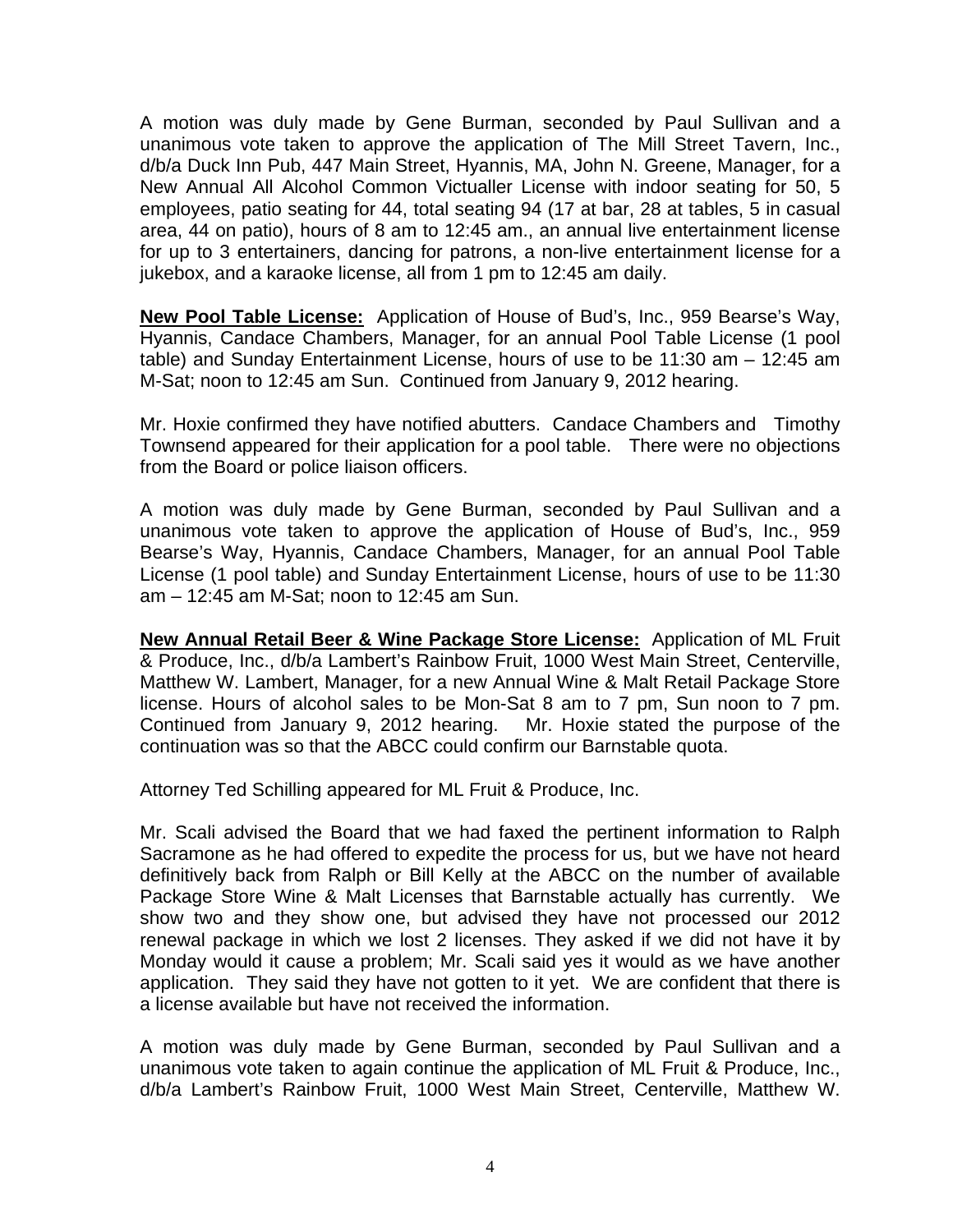A motion was duly made by Gene Burman, seconded by Paul Sullivan and a unanimous vote taken to approve the application of The Mill Street Tavern, Inc., d/b/a Duck Inn Pub, 447 Main Street, Hyannis, MA, John N. Greene, Manager, for a New Annual All Alcohol Common Victualler License with indoor seating for 50, 5 employees, patio seating for 44, total seating 94 (17 at bar, 28 at tables, 5 in casual area, 44 on patio), hours of 8 am to 12:45 am., an annual live entertainment license for up to 3 entertainers, dancing for patrons, a non-live entertainment license for a jukebox, and a karaoke license, all from 1 pm to 12:45 am daily.

**New Pool Table License:** Application of House of Bud's, Inc., 959 Bearse's Way, Hyannis, Candace Chambers, Manager, for an annual Pool Table License (1 pool table) and Sunday Entertainment License, hours of use to be 11:30 am – 12:45 am M-Sat; noon to 12:45 am Sun. Continued from January 9, 2012 hearing.

Mr. Hoxie confirmed they have notified abutters. Candace Chambers and Timothy Townsend appeared for their application for a pool table. There were no objections from the Board or police liaison officers.

A motion was duly made by Gene Burman, seconded by Paul Sullivan and a unanimous vote taken to approve the application of House of Bud's, Inc., 959 Bearse's Way, Hyannis, Candace Chambers, Manager, for an annual Pool Table License (1 pool table) and Sunday Entertainment License, hours of use to be 11:30 am – 12:45 am M-Sat; noon to 12:45 am Sun.

**New Annual Retail Beer & Wine Package Store License:** Application of ML Fruit & Produce, Inc., d/b/a Lambert's Rainbow Fruit, 1000 West Main Street, Centerville, Matthew W. Lambert, Manager, for a new Annual Wine & Malt Retail Package Store license. Hours of alcohol sales to be Mon-Sat 8 am to 7 pm, Sun noon to 7 pm. Continued from January 9, 2012 hearing. Mr. Hoxie stated the purpose of the continuation was so that the ABCC could confirm our Barnstable quota.

Attorney Ted Schilling appeared for ML Fruit & Produce, Inc.

Mr. Scali advised the Board that we had faxed the pertinent information to Ralph Sacramone as he had offered to expedite the process for us, but we have not heard definitively back from Ralph or Bill Kelly at the ABCC on the number of available Package Store Wine & Malt Licenses that Barnstable actually has currently. We show two and they show one, but advised they have not processed our 2012 renewal package in which we lost 2 licenses. They asked if we did not have it by Monday would it cause a problem; Mr. Scali said yes it would as we have another application. They said they have not gotten to it yet. We are confident that there is a license available but have not received the information.

A motion was duly made by Gene Burman, seconded by Paul Sullivan and a unanimous vote taken to again continue the application of ML Fruit & Produce, Inc., d/b/a Lambert's Rainbow Fruit, 1000 West Main Street, Centerville, Matthew W.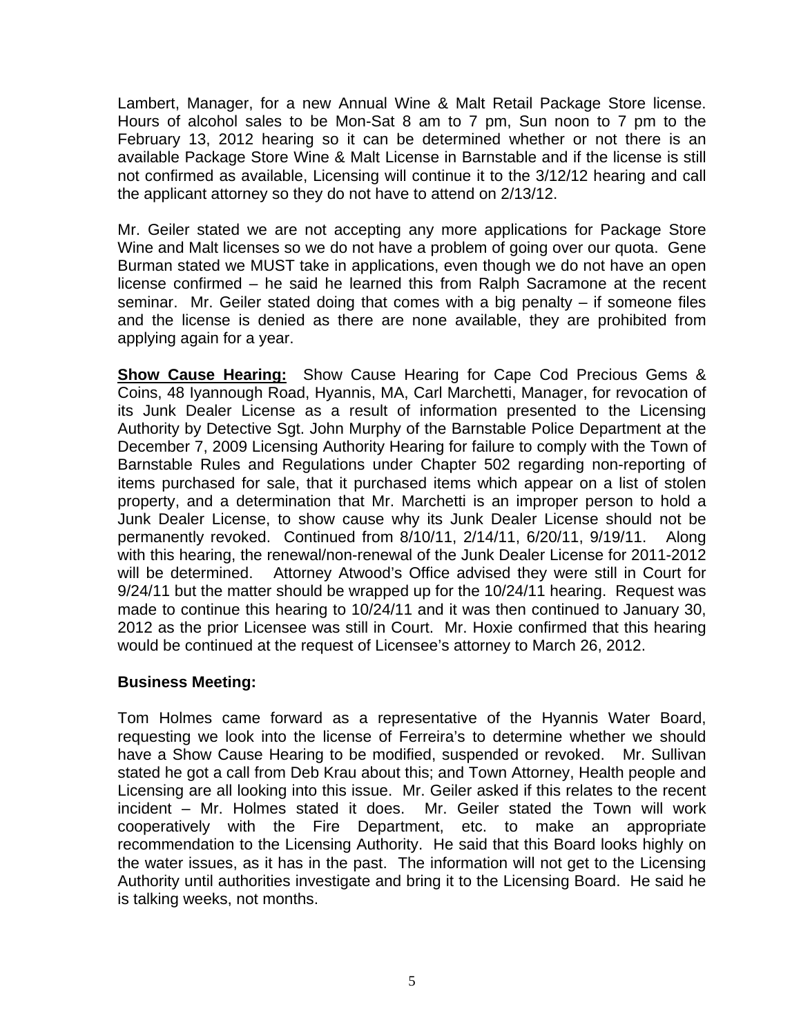Lambert, Manager, for a new Annual Wine & Malt Retail Package Store license. Hours of alcohol sales to be Mon-Sat 8 am to 7 pm, Sun noon to 7 pm to the February 13, 2012 hearing so it can be determined whether or not there is an available Package Store Wine & Malt License in Barnstable and if the license is still not confirmed as available, Licensing will continue it to the 3/12/12 hearing and call the applicant attorney so they do not have to attend on 2/13/12.

Mr. Geiler stated we are not accepting any more applications for Package Store Wine and Malt licenses so we do not have a problem of going over our quota. Gene Burman stated we MUST take in applications, even though we do not have an open license confirmed – he said he learned this from Ralph Sacramone at the recent seminar. Mr. Geiler stated doing that comes with a big penalty – if someone files and the license is denied as there are none available, they are prohibited from applying again for a year.

**Show Cause Hearing:** Show Cause Hearing for Cape Cod Precious Gems & Coins, 48 Iyannough Road, Hyannis, MA, Carl Marchetti, Manager, for revocation of its Junk Dealer License as a result of information presented to the Licensing Authority by Detective Sgt. John Murphy of the Barnstable Police Department at the December 7, 2009 Licensing Authority Hearing for failure to comply with the Town of Barnstable Rules and Regulations under Chapter 502 regarding non-reporting of items purchased for sale, that it purchased items which appear on a list of stolen property, and a determination that Mr. Marchetti is an improper person to hold a Junk Dealer License, to show cause why its Junk Dealer License should not be permanently revoked. Continued from 8/10/11, 2/14/11, 6/20/11, 9/19/11. Along with this hearing, the renewal/non-renewal of the Junk Dealer License for 2011-2012 will be determined. Attorney Atwood's Office advised they were still in Court for 9/24/11 but the matter should be wrapped up for the 10/24/11 hearing. Request was made to continue this hearing to 10/24/11 and it was then continued to January 30, 2012 as the prior Licensee was still in Court. Mr. Hoxie confirmed that this hearing would be continued at the request of Licensee's attorney to March 26, 2012.

**Business Meeting:**

Tom Holmes came forward as a representative of the Hyannis Water Board, requesting we look into the license of Ferreira's to determine whether we should have a Show Cause Hearing to be modified, suspended or revoked. Mr. Sullivan stated he got a call from Deb Krau about this; and Town Attorney, Health people and Licensing are all looking into this issue. Mr. Geiler asked if this relates to the recent incident – Mr. Holmes stated it does. Mr. Geiler stated the Town will work cooperatively with the Fire Department, etc. to make an appropriate recommendation to the Licensing Authority. He said that this Board looks highly on the water issues, as it has in the past. The information will not get to the Licensing Authority until authorities investigate and bring it to the Licensing Board. He said he is talking weeks, not months.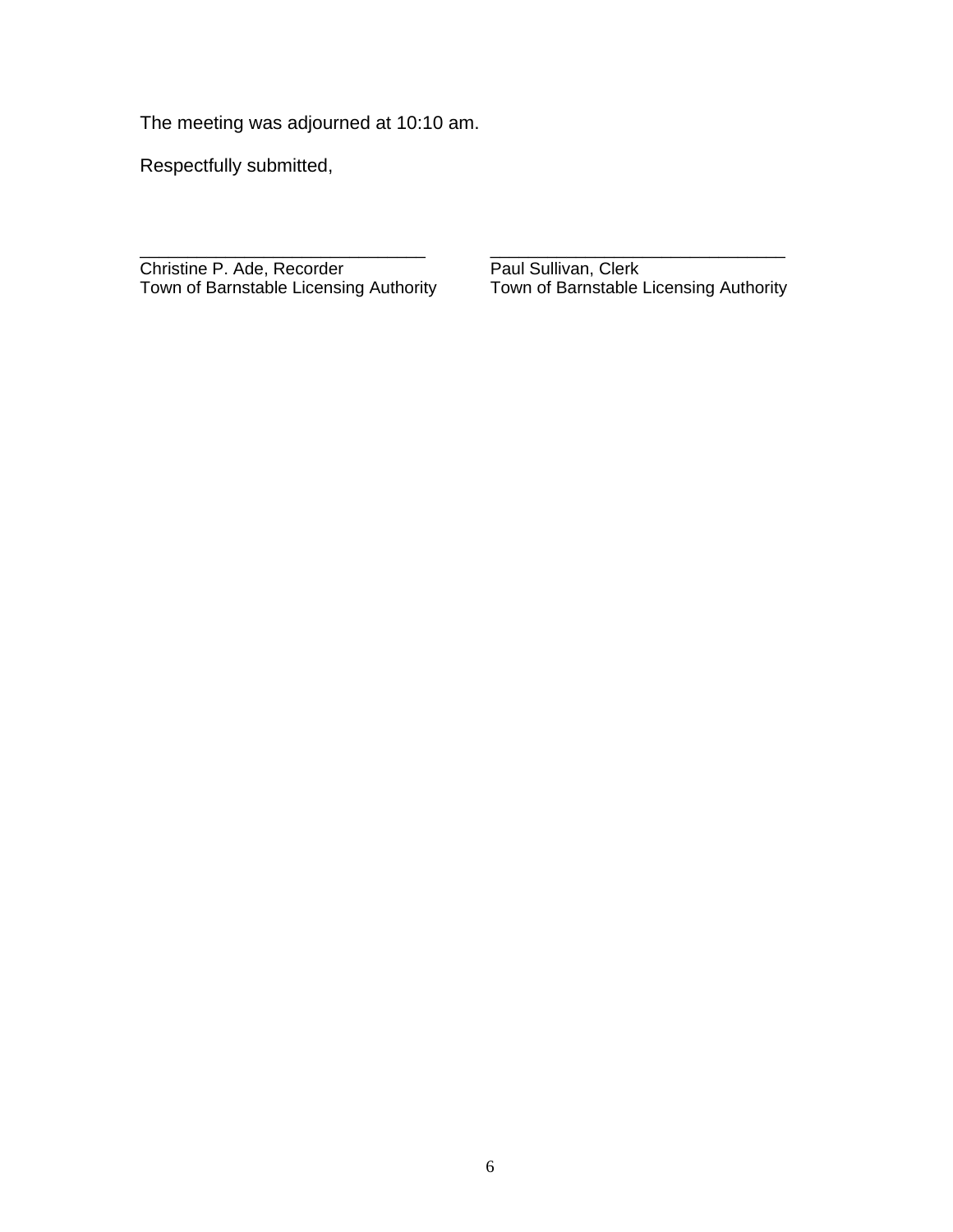The meeting was adjourned at 10:10 am.

Respectfully submitted,

______________________________
Christine P. Ade, Recorder
Town of Barnstable Licensing Authority

______________________________
Paul Sullivan, Clerk
Town of Barnstable Licensing Authority